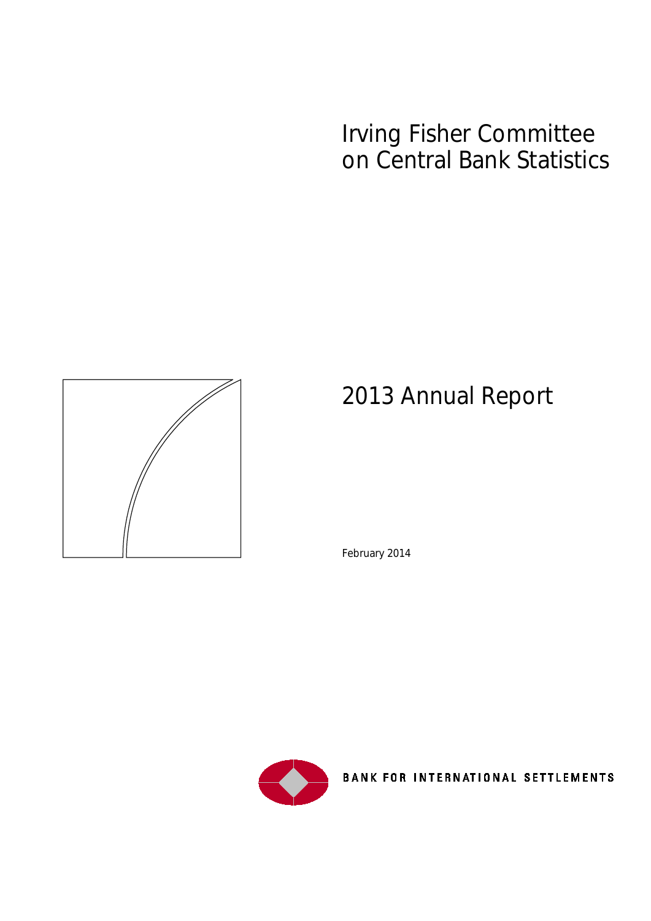# Irving Fisher Committee on Central Bank Statistics

## 2013 Annual Report

February 2014

BANK FOR INTERNATIONAL SETTLEMENTS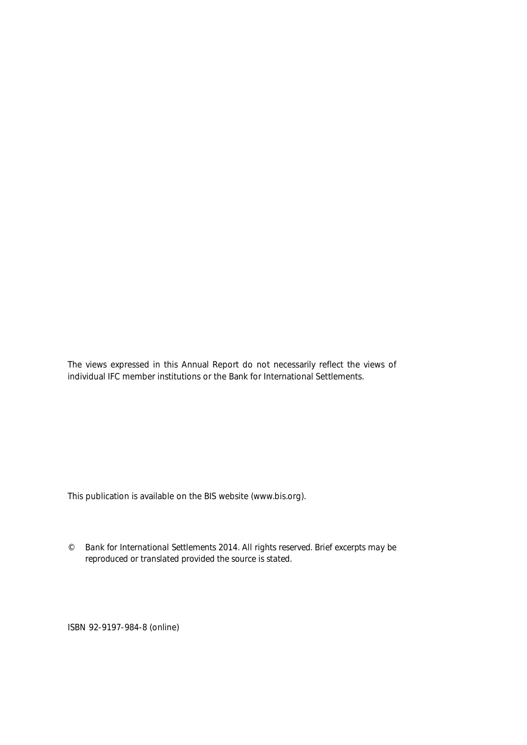The views expressed in this Annual Report do not necessarily reflect the views of individual IFC member institutions or the Bank for International Settlements.

This publication is available on the BIS website (www.bis.org).

© Bank for International Settlements 2014. All rights reserved. Brief excerpts may be reproduced or translated provided the source is stated.

ISBN 92-9197-984-8 (online)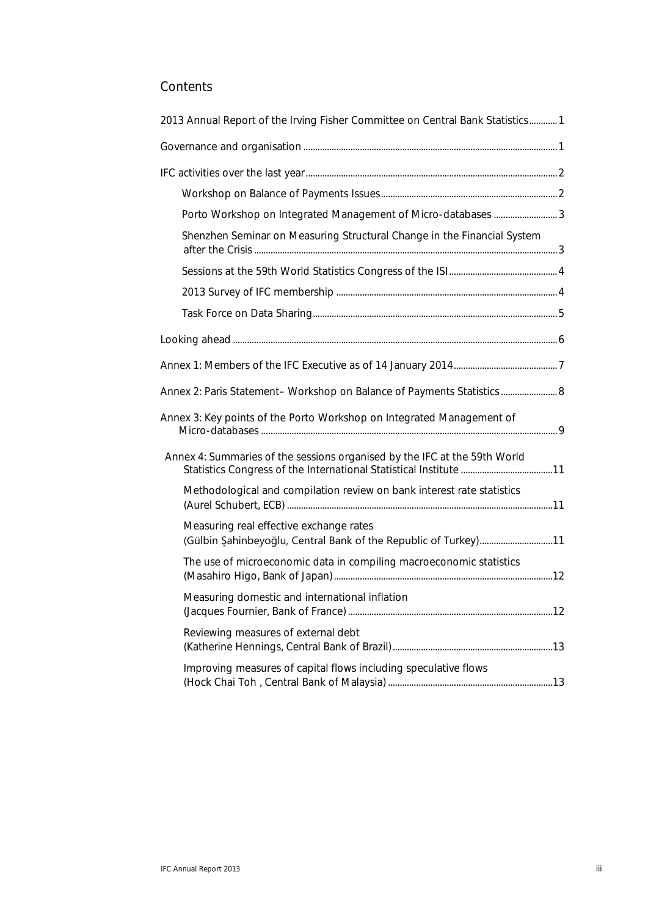# Contents

2013 Annual Report of the Irving Fisher Committee on Central Bank Statistics ............ 1

Governance and organisation ............ 1

IFC activities over the last year ............ 2

- Workshop on Balance of Payments Issues ............ 2
- Porto Workshop on Integrated Management of Micro-databases ............ 3
- Shenzhen Seminar on Measuring Structural Change in the Financial System after the Crisis ............ 3
- Sessions at the 59th World Statistics Congress of the ISI ............ 4
- 2013 Survey of IFC membership ............ 4
- Task Force on Data Sharing ............ 5

Looking ahead ............ 6

Annex 1: Members of the IFC Executive as of 14 January 2014 ............ 7

Annex 2: Paris Statement– Workshop on Balance of Payments Statistics ............ 8

Annex 3: Key points of the Porto Workshop on Integrated Management of Micro-databases ............ 9

Annex 4: Summaries of the sessions organised by the IFC at the 59th World Statistics Congress of the International Statistical Institute ............ 11

- Methodological and compilation review on bank interest rate statistics (Aurel Schubert, ECB) ............ 11
- Measuring real effective exchange rates (Gülbin Şahinbeyoğlu, Central Bank of the Republic of Turkey) ............ 11
- The use of microeconomic data in compiling macroeconomic statistics (Masahiro Higo, Bank of Japan) ............ 12
- Measuring domestic and international inflation (Jacques Fournier, Bank of France) ............ 12
- Reviewing measures of external debt (Katherine Hennings, Central Bank of Brazil) ............ 13
- Improving measures of capital flows including speculative flows (Hock Chai Toh , Central Bank of Malaysia) ............ 13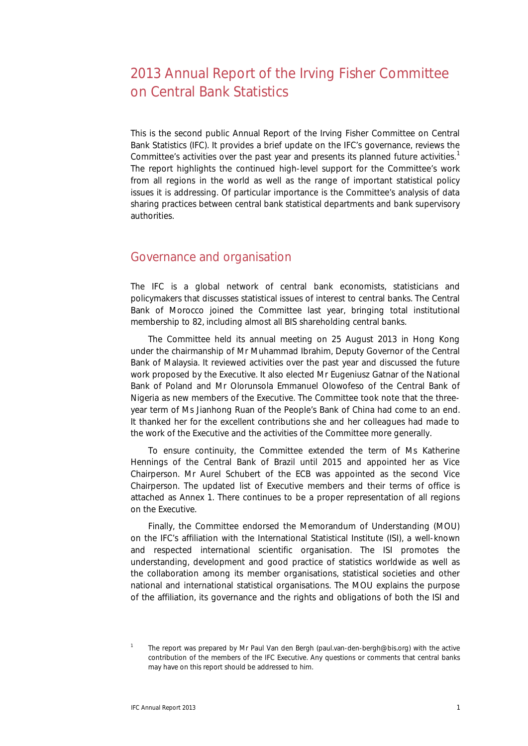# 2013 Annual Report of the Irving Fisher Committee on Central Bank Statistics

This is the second public Annual Report of the Irving Fisher Committee on Central Bank Statistics (IFC). It provides a brief update on the IFC's governance, reviews the Committee's activities over the past year and presents its planned future activities.[1] The report highlights the continued high-level support for the Committee's work from all regions in the world as well as the range of important statistical policy issues it is addressing. Of particular importance is the Committee's analysis of data sharing practices between central bank statistical departments and bank supervisory authorities.

## Governance and organisation

The IFC is a global network of central bank economists, statisticians and policymakers that discusses statistical issues of interest to central banks. The Central Bank of Morocco joined the Committee last year, bringing total institutional membership to 82, including almost all BIS shareholding central banks.

The Committee held its annual meeting on 25 August 2013 in Hong Kong under the chairmanship of Mr Muhammad Ibrahim, Deputy Governor of the Central Bank of Malaysia. It reviewed activities over the past year and discussed the future work proposed by the Executive. It also elected Mr Eugeniusz Gatnar of the National Bank of Poland and Mr Olorunsola Emmanuel Olowofeso of the Central Bank of Nigeria as new members of the Executive. The Committee took note that the three-year term of Ms Jianhong Ruan of the People's Bank of China had come to an end. It thanked her for the excellent contributions she and her colleagues had made to the work of the Executive and the activities of the Committee more generally.

To ensure continuity, the Committee extended the term of Ms Katherine Hennings of the Central Bank of Brazil until 2015 and appointed her as Vice Chairperson. Mr Aurel Schubert of the ECB was appointed as the second Vice Chairperson. The updated list of Executive members and their terms of office is attached as Annex 1. There continues to be a proper representation of all regions on the Executive.

Finally, the Committee endorsed the Memorandum of Understanding (MOU) on the IFC's affiliation with the International Statistical Institute (ISI), a well-known and respected international scientific organisation. The ISI promotes the understanding, development and good practice of statistics worldwide as well as the collaboration among its member organisations, statistical societies and other national and international statistical organisations. The MOU explains the purpose of the affiliation, its governance and the rights and obligations of both the ISI and

[1] The report was prepared by Mr Paul Van den Bergh (paul.van-den-bergh@bis.org) with the active contribution of the members of the IFC Executive. Any questions or comments that central banks may have on this report should be addressed to him.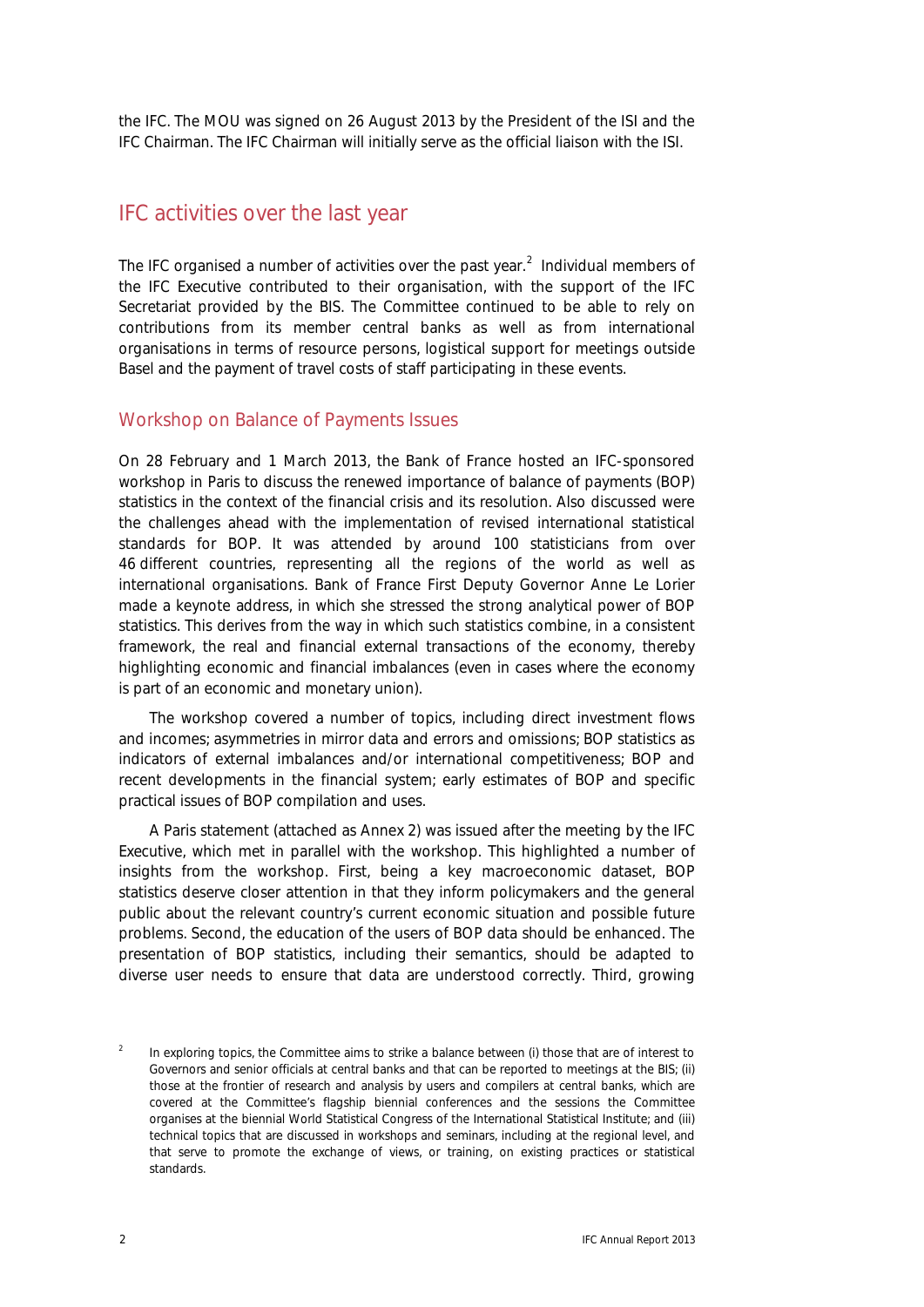the IFC. The MOU was signed on 26 August 2013 by the President of the ISI and the IFC Chairman. The IFC Chairman will initially serve as the official liaison with the ISI.

## IFC activities over the last year

The IFC organised a number of activities over the past year.[2] Individual members of the IFC Executive contributed to their organisation, with the support of the IFC Secretariat provided by the BIS. The Committee continued to be able to rely on contributions from its member central banks as well as from international organisations in terms of resource persons, logistical support for meetings outside Basel and the payment of travel costs of staff participating in these events.

### Workshop on Balance of Payments Issues

On 28 February and 1 March 2013, the Bank of France hosted an IFC-sponsored workshop in Paris to discuss the renewed importance of balance of payments (BOP) statistics in the context of the financial crisis and its resolution. Also discussed were the challenges ahead with the implementation of revised international statistical standards for BOP. It was attended by around 100 statisticians from over 46 different countries, representing all the regions of the world as well as international organisations. Bank of France First Deputy Governor Anne Le Lorier made a keynote address, in which she stressed the strong analytical power of BOP statistics. This derives from the way in which such statistics combine, in a consistent framework, the real and financial external transactions of the economy, thereby highlighting economic and financial imbalances (even in cases where the economy is part of an economic and monetary union).

The workshop covered a number of topics, including direct investment flows and incomes; asymmetries in mirror data and errors and omissions; BOP statistics as indicators of external imbalances and/or international competitiveness; BOP and recent developments in the financial system; early estimates of BOP and specific practical issues of BOP compilation and uses.

A Paris statement (attached as Annex 2) was issued after the meeting by the IFC Executive, which met in parallel with the workshop. This highlighted a number of insights from the workshop. First, being a key macroeconomic dataset, BOP statistics deserve closer attention in that they inform policymakers and the general public about the relevant country's current economic situation and possible future problems. Second, the education of the users of BOP data should be enhanced. The presentation of BOP statistics, including their semantics, should be adapted to diverse user needs to ensure that data are understood correctly. Third, growing

[2] In exploring topics, the Committee aims to strike a balance between (i) those that are of interest to Governors and senior officials at central banks and that can be reported to meetings at the BIS; (ii) those at the frontier of research and analysis by users and compilers at central banks, which are covered at the Committee's flagship biennial conferences and the sessions the Committee organises at the biennial World Statistical Congress of the International Statistical Institute; and (iii) technical topics that are discussed in workshops and seminars, including at the regional level, and that serve to promote the exchange of views, or training, on existing practices or statistical standards.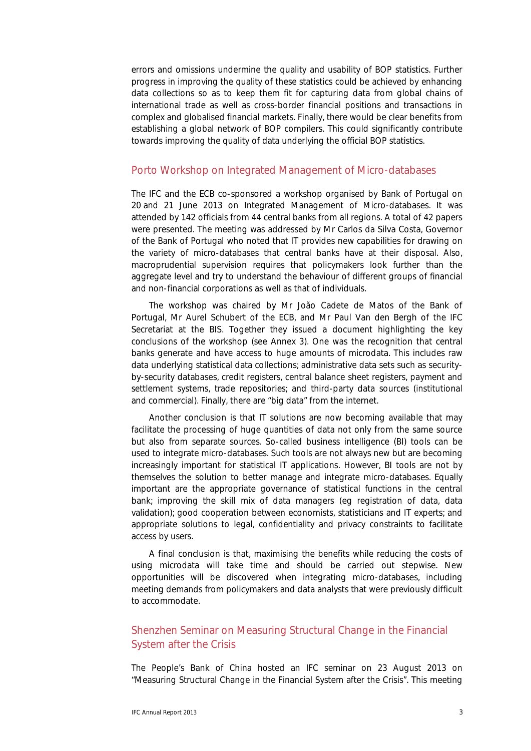errors and omissions undermine the quality and usability of BOP statistics. Further progress in improving the quality of these statistics could be achieved by enhancing data collections so as to keep them fit for capturing data from global chains of international trade as well as cross-border financial positions and transactions in complex and globalised financial markets. Finally, there would be clear benefits from establishing a global network of BOP compilers. This could significantly contribute towards improving the quality of data underlying the official BOP statistics.

## Porto Workshop on Integrated Management of Micro-databases

The IFC and the ECB co-sponsored a workshop organised by Bank of Portugal on 20 and 21 June 2013 on Integrated Management of Micro-databases. It was attended by 142 officials from 44 central banks from all regions. A total of 42 papers were presented. The meeting was addressed by Mr Carlos da Silva Costa, Governor of the Bank of Portugal who noted that IT provides new capabilities for drawing on the variety of micro-databases that central banks have at their disposal. Also, macroprudential supervision requires that policymakers look further than the aggregate level and try to understand the behaviour of different groups of financial and non-financial corporations as well as that of individuals.

The workshop was chaired by Mr João Cadete de Matos of the Bank of Portugal, Mr Aurel Schubert of the ECB, and Mr Paul Van den Bergh of the IFC Secretariat at the BIS. Together they issued a document highlighting the key conclusions of the workshop (see Annex 3). One was the recognition that central banks generate and have access to huge amounts of microdata. This includes raw data underlying statistical data collections; administrative data sets such as security-by-security databases, credit registers, central balance sheet registers, payment and settlement systems, trade repositories; and third-party data sources (institutional and commercial). Finally, there are "big data" from the internet.

Another conclusion is that IT solutions are now becoming available that may facilitate the processing of huge quantities of data not only from the same source but also from separate sources. So-called business intelligence (BI) tools can be used to integrate micro-databases. Such tools are not always new but are becoming increasingly important for statistical IT applications. However, BI tools are not by themselves the solution to better manage and integrate micro-databases. Equally important are the appropriate governance of statistical functions in the central bank; improving the skill mix of data managers (eg registration of data, data validation); good cooperation between economists, statisticians and IT experts; and appropriate solutions to legal, confidentiality and privacy constraints to facilitate access by users.

A final conclusion is that, maximising the benefits while reducing the costs of using microdata will take time and should be carried out stepwise. New opportunities will be discovered when integrating micro-databases, including meeting demands from policymakers and data analysts that were previously difficult to accommodate.

## Shenzhen Seminar on Measuring Structural Change in the Financial System after the Crisis

The People's Bank of China hosted an IFC seminar on 23 August 2013 on "Measuring Structural Change in the Financial System after the Crisis". This meeting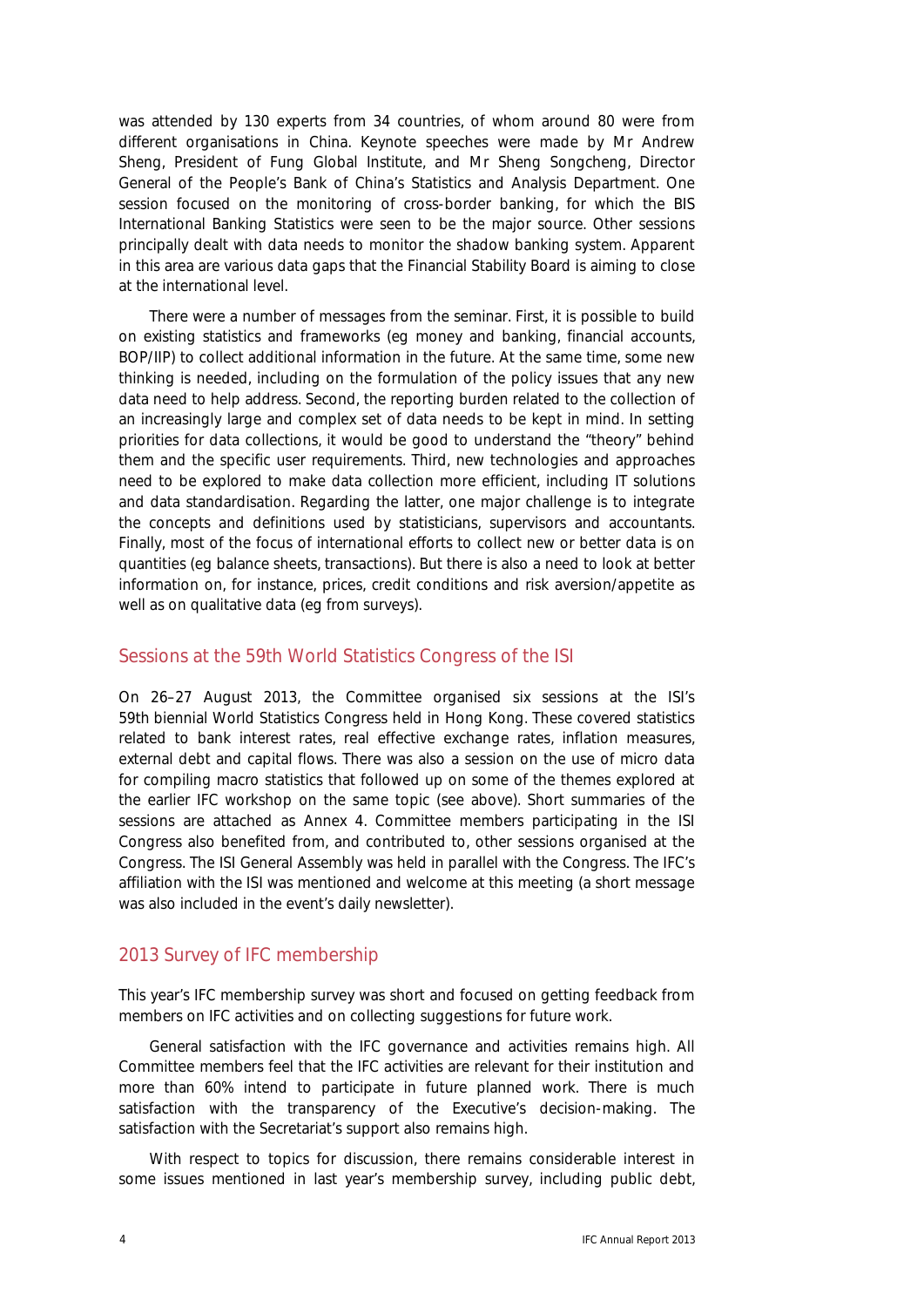was attended by 130 experts from 34 countries, of whom around 80 were from different organisations in China. Keynote speeches were made by Mr Andrew Sheng, President of Fung Global Institute, and Mr Sheng Songcheng, Director General of the People's Bank of China's Statistics and Analysis Department. One session focused on the monitoring of cross-border banking, for which the BIS International Banking Statistics were seen to be the major source. Other sessions principally dealt with data needs to monitor the shadow banking system. Apparent in this area are various data gaps that the Financial Stability Board is aiming to close at the international level.

There were a number of messages from the seminar. First, it is possible to build on existing statistics and frameworks (eg money and banking, financial accounts, BOP/IIP) to collect additional information in the future. At the same time, some new thinking is needed, including on the formulation of the policy issues that any new data need to help address. Second, the reporting burden related to the collection of an increasingly large and complex set of data needs to be kept in mind. In setting priorities for data collections, it would be good to understand the "theory" behind them and the specific user requirements. Third, new technologies and approaches need to be explored to make data collection more efficient, including IT solutions and data standardisation. Regarding the latter, one major challenge is to integrate the concepts and definitions used by statisticians, supervisors and accountants. Finally, most of the focus of international efforts to collect new or better data is on quantities (eg balance sheets, transactions). But there is also a need to look at better information on, for instance, prices, credit conditions and risk aversion/appetite as well as on qualitative data (eg from surveys).

## Sessions at the 59th World Statistics Congress of the ISI

On 26–27 August 2013, the Committee organised six sessions at the ISI's 59th biennial World Statistics Congress held in Hong Kong. These covered statistics related to bank interest rates, real effective exchange rates, inflation measures, external debt and capital flows. There was also a session on the use of micro data for compiling macro statistics that followed up on some of the themes explored at the earlier IFC workshop on the same topic (see above). Short summaries of the sessions are attached as Annex 4. Committee members participating in the ISI Congress also benefited from, and contributed to, other sessions organised at the Congress. The ISI General Assembly was held in parallel with the Congress. The IFC's affiliation with the ISI was mentioned and welcome at this meeting (a short message was also included in the event's daily newsletter).

## 2013 Survey of IFC membership

This year's IFC membership survey was short and focused on getting feedback from members on IFC activities and on collecting suggestions for future work.

General satisfaction with the IFC governance and activities remains high. All Committee members feel that the IFC activities are relevant for their institution and more than 60% intend to participate in future planned work. There is much satisfaction with the transparency of the Executive's decision-making. The satisfaction with the Secretariat's support also remains high.

With respect to topics for discussion, there remains considerable interest in some issues mentioned in last year's membership survey, including public debt,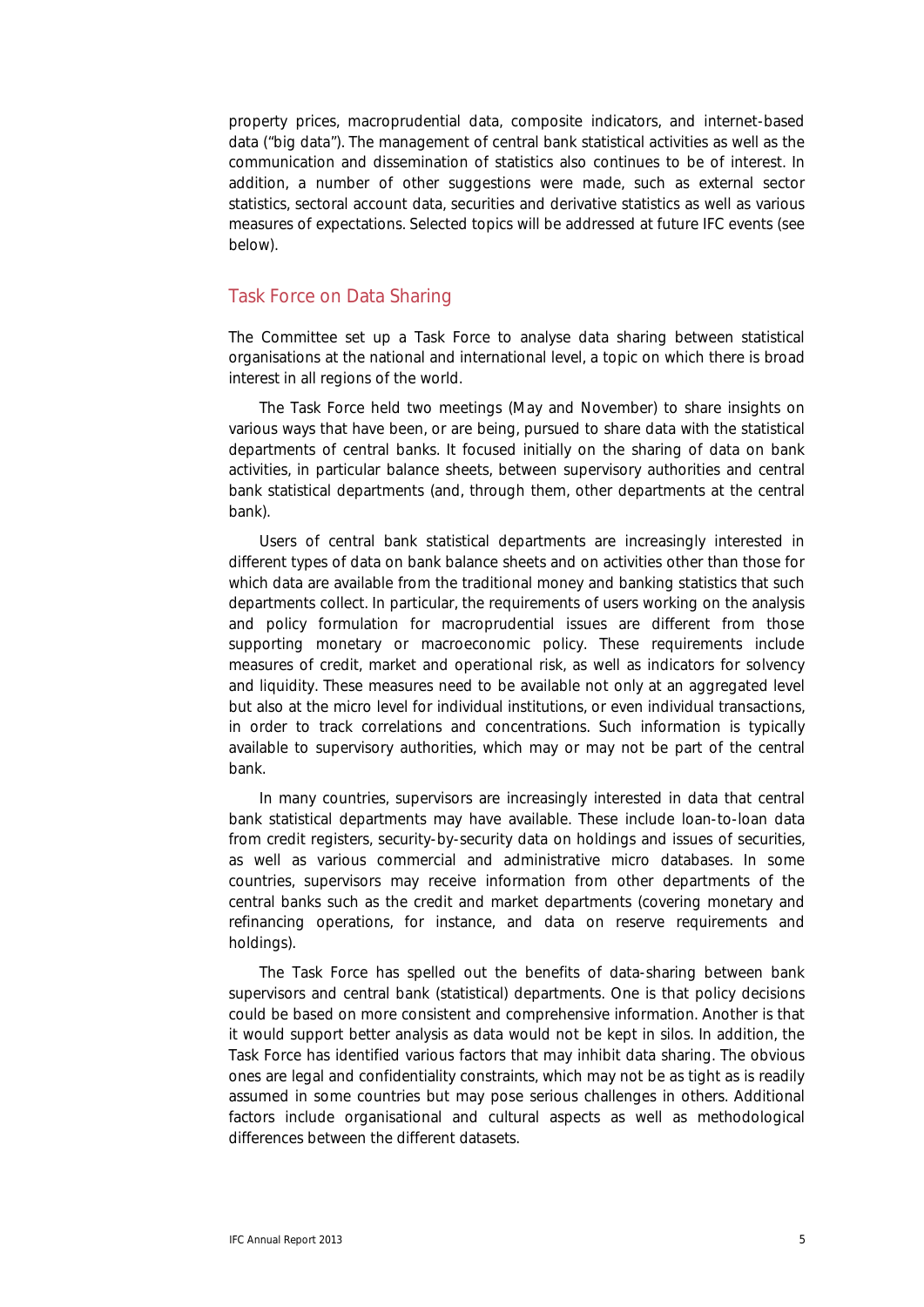property prices, macroprudential data, composite indicators, and internet-based data ("big data"). The management of central bank statistical activities as well as the communication and dissemination of statistics also continues to be of interest. In addition, a number of other suggestions were made, such as external sector statistics, sectoral account data, securities and derivative statistics as well as various measures of expectations. Selected topics will be addressed at future IFC events (see below).

## Task Force on Data Sharing

The Committee set up a Task Force to analyse data sharing between statistical organisations at the national and international level, a topic on which there is broad interest in all regions of the world.

The Task Force held two meetings (May and November) to share insights on various ways that have been, or are being, pursued to share data with the statistical departments of central banks. It focused initially on the sharing of data on bank activities, in particular balance sheets, between supervisory authorities and central bank statistical departments (and, through them, other departments at the central bank).

Users of central bank statistical departments are increasingly interested in different types of data on bank balance sheets and on activities other than those for which data are available from the traditional money and banking statistics that such departments collect. In particular, the requirements of users working on the analysis and policy formulation for macroprudential issues are different from those supporting monetary or macroeconomic policy. These requirements include measures of credit, market and operational risk, as well as indicators for solvency and liquidity. These measures need to be available not only at an aggregated level but also at the micro level for individual institutions, or even individual transactions, in order to track correlations and concentrations. Such information is typically available to supervisory authorities, which may or may not be part of the central bank.

In many countries, supervisors are increasingly interested in data that central bank statistical departments may have available. These include loan-to-loan data from credit registers, security-by-security data on holdings and issues of securities, as well as various commercial and administrative micro databases. In some countries, supervisors may receive information from other departments of the central banks such as the credit and market departments (covering monetary and refinancing operations, for instance, and data on reserve requirements and holdings).

The Task Force has spelled out the benefits of data-sharing between bank supervisors and central bank (statistical) departments. One is that policy decisions could be based on more consistent and comprehensive information. Another is that it would support better analysis as data would not be kept in silos. In addition, the Task Force has identified various factors that may inhibit data sharing. The obvious ones are legal and confidentiality constraints, which may not be as tight as is readily assumed in some countries but may pose serious challenges in others. Additional factors include organisational and cultural aspects as well as methodological differences between the different datasets.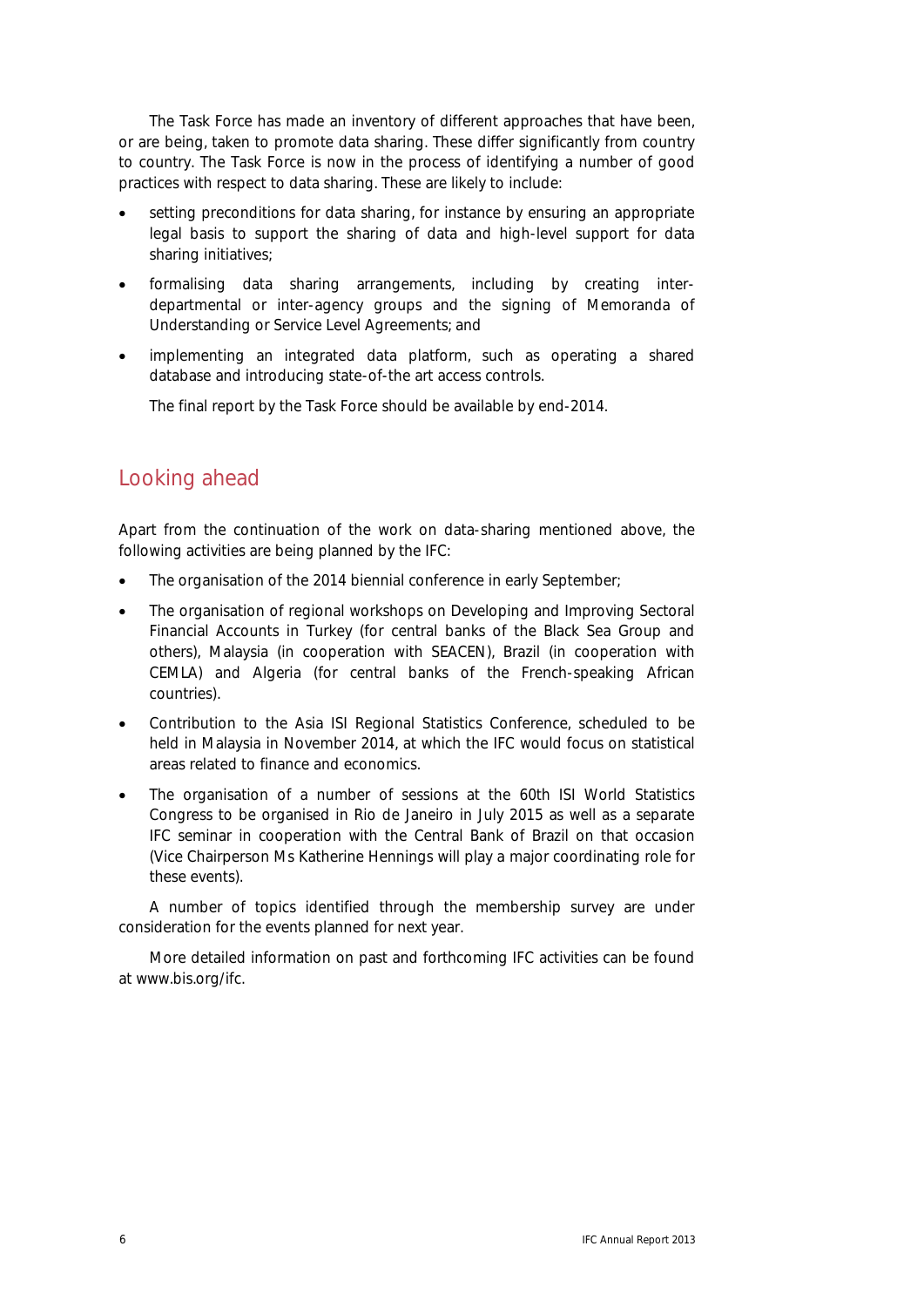The Task Force has made an inventory of different approaches that have been, or are being, taken to promote data sharing. These differ significantly from country to country. The Task Force is now in the process of identifying a number of good practices with respect to data sharing. These are likely to include:

- setting preconditions for data sharing, for instance by ensuring an appropriate legal basis to support the sharing of data and high-level support for data sharing initiatives;
- formalising data sharing arrangements, including by creating inter-departmental or inter-agency groups and the signing of Memoranda of Understanding or Service Level Agreements; and
- implementing an integrated data platform, such as operating a shared database and introducing state-of-the art access controls.

The final report by the Task Force should be available by end-2014.

## Looking ahead

Apart from the continuation of the work on data-sharing mentioned above, the following activities are being planned by the IFC:

- The organisation of the 2014 biennial conference in early September;
- The organisation of regional workshops on Developing and Improving Sectoral Financial Accounts in Turkey (for central banks of the Black Sea Group and others), Malaysia (in cooperation with SEACEN), Brazil (in cooperation with CEMLA) and Algeria (for central banks of the French-speaking African countries).
- Contribution to the Asia ISI Regional Statistics Conference, scheduled to be held in Malaysia in November 2014, at which the IFC would focus on statistical areas related to finance and economics.
- The organisation of a number of sessions at the 60th ISI World Statistics Congress to be organised in Rio de Janeiro in July 2015 as well as a separate IFC seminar in cooperation with the Central Bank of Brazil on that occasion (Vice Chairperson Ms Katherine Hennings will play a major coordinating role for these events).

A number of topics identified through the membership survey are under consideration for the events planned for next year.

More detailed information on past and forthcoming IFC activities can be found at www.bis.org/ifc.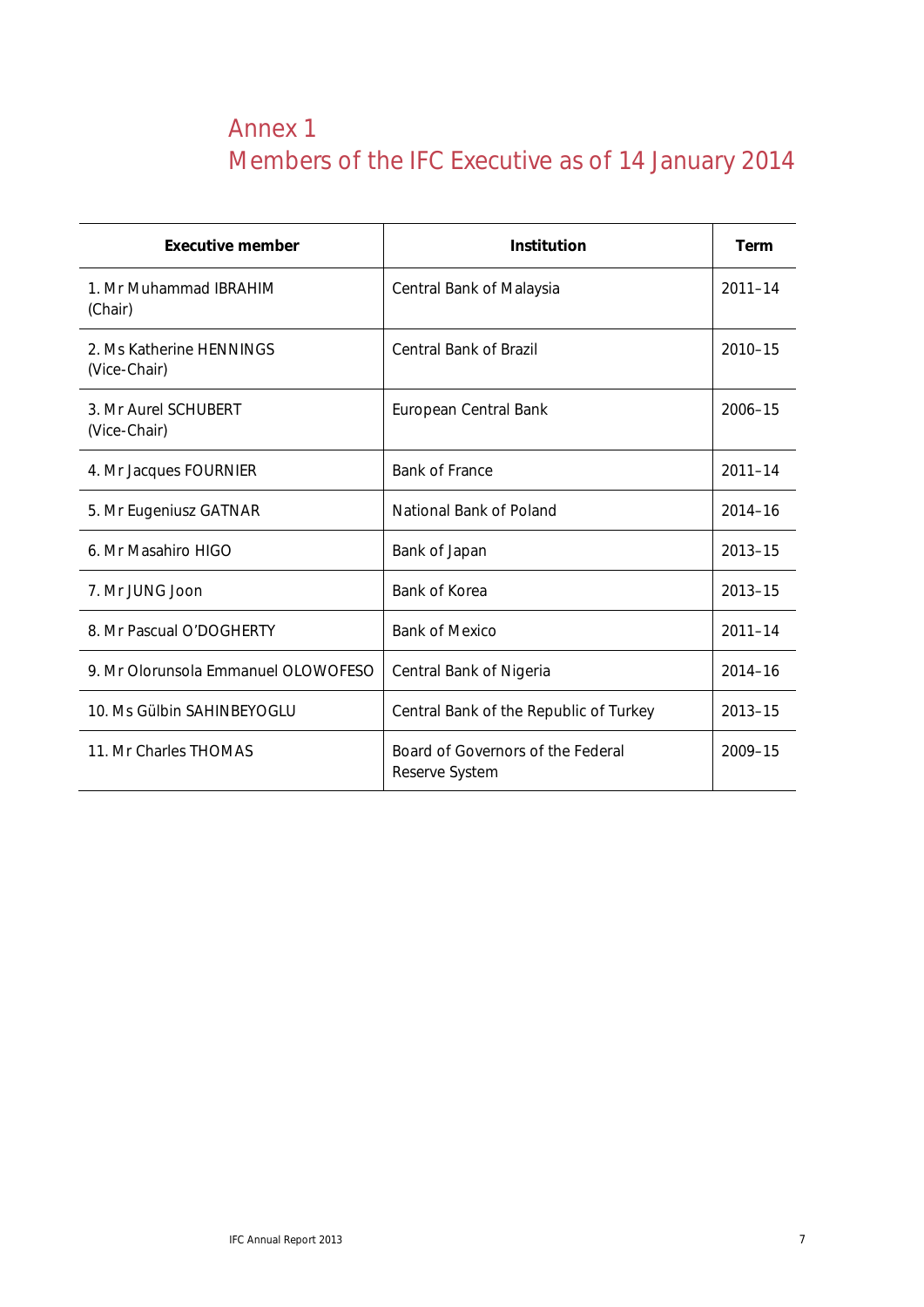# Annex 1
# Members of the IFC Executive as of 14 January 2014

| Executive member | Institution | Term |
|---|---|---|
| 1. Mr Muhammad IBRAHIM (Chair) | Central Bank of Malaysia | 2011–14 |
| 2. Ms Katherine HENNINGS (Vice-Chair) | Central Bank of Brazil | 2010–15 |
| 3. Mr Aurel SCHUBERT (Vice-Chair) | European Central Bank | 2006–15 |
| 4. Mr Jacques FOURNIER | Bank of France | 2011–14 |
| 5. Mr Eugeniusz GATNAR | National Bank of Poland | 2014–16 |
| 6. Mr Masahiro HIGO | Bank of Japan | 2013–15 |
| 7. Mr JUNG Joon | Bank of Korea | 2013–15 |
| 8. Mr Pascual O'DOGHERTY | Bank of Mexico | 2011–14 |
| 9. Mr Olorunsola Emmanuel OLOWOFESO | Central Bank of Nigeria | 2014–16 |
| 10. Ms Gülbin SAHINBEYOGLU | Central Bank of the Republic of Turkey | 2013–15 |
| 11. Mr Charles THOMAS | Board of Governors of the Federal Reserve System | 2009–15 |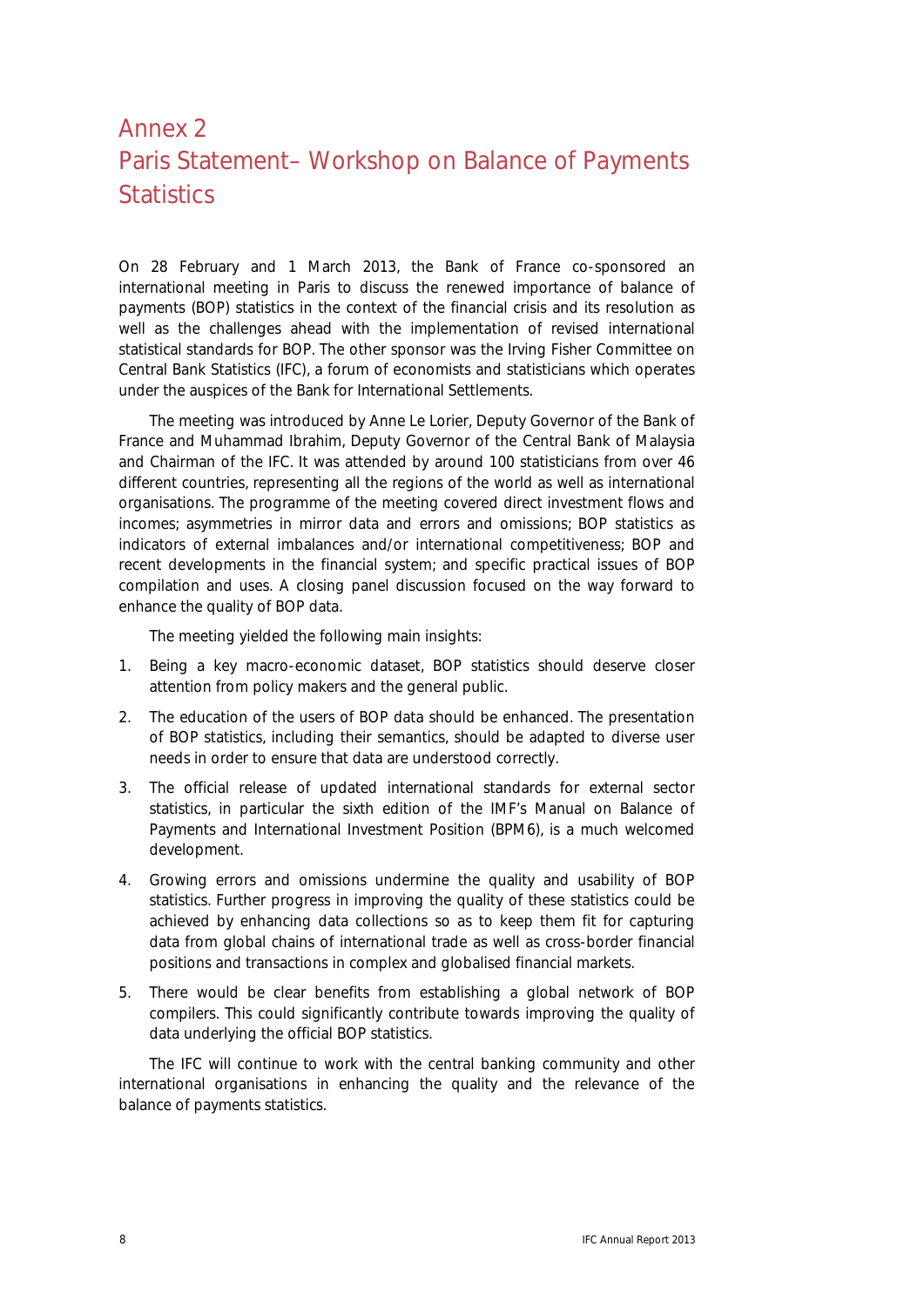# Annex 2

# Paris Statement– Workshop on Balance of Payments Statistics

On 28 February and 1 March 2013, the Bank of France co-sponsored an international meeting in Paris to discuss the renewed importance of balance of payments (BOP) statistics in the context of the financial crisis and its resolution as well as the challenges ahead with the implementation of revised international statistical standards for BOP. The other sponsor was the Irving Fisher Committee on Central Bank Statistics (IFC), a forum of economists and statisticians which operates under the auspices of the Bank for International Settlements.

The meeting was introduced by Anne Le Lorier, Deputy Governor of the Bank of France and Muhammad Ibrahim, Deputy Governor of the Central Bank of Malaysia and Chairman of the IFC. It was attended by around 100 statisticians from over 46 different countries, representing all the regions of the world as well as international organisations. The programme of the meeting covered direct investment flows and incomes; asymmetries in mirror data and errors and omissions; BOP statistics as indicators of external imbalances and/or international competitiveness; BOP and recent developments in the financial system; and specific practical issues of BOP compilation and uses. A closing panel discussion focused on the way forward to enhance the quality of BOP data.

The meeting yielded the following main insights:

1. Being a key macro-economic dataset, BOP statistics should deserve closer attention from policy makers and the general public.
2. The education of the users of BOP data should be enhanced. The presentation of BOP statistics, including their semantics, should be adapted to diverse user needs in order to ensure that data are understood correctly.
3. The official release of updated international standards for external sector statistics, in particular the sixth edition of the IMF's Manual on Balance of Payments and International Investment Position (BPM6), is a much welcomed development.
4. Growing errors and omissions undermine the quality and usability of BOP statistics. Further progress in improving the quality of these statistics could be achieved by enhancing data collections so as to keep them fit for capturing data from global chains of international trade as well as cross-border financial positions and transactions in complex and globalised financial markets.
5. There would be clear benefits from establishing a global network of BOP compilers. This could significantly contribute towards improving the quality of data underlying the official BOP statistics.

The IFC will continue to work with the central banking community and other international organisations in enhancing the quality and the relevance of the balance of payments statistics.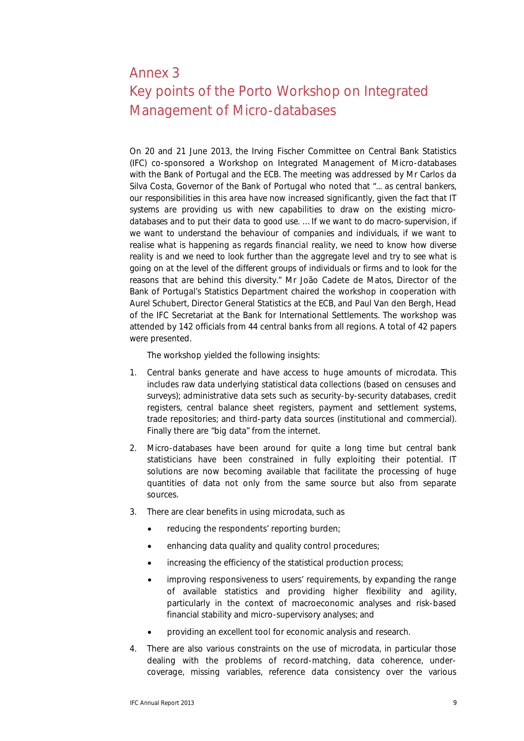# Annex 3

# Key points of the Porto Workshop on Integrated Management of Micro-databases

On 20 and 21 June 2013, the Irving Fischer Committee on Central Bank Statistics (IFC) co-sponsored a Workshop on Integrated Management of Micro-databases with the Bank of Portugal and the ECB. The meeting was addressed by Mr Carlos da Silva Costa, Governor of the Bank of Portugal who noted that "... *as central bankers, our responsibilities in this area have now increased significantly, given the fact that IT systems are providing us with new capabilities to draw on the existing micro-databases and to put their data to good use. … If we want to do macro-supervision, if we want to understand the behaviour of companies and individuals, if we want to realise what is happening as regards financial reality, we need to know how diverse reality is and we need to look further than the aggregate level and try to see what is going on at the level of the different groups of individuals or firms and to look for the reasons that are behind this diversity.*" Mr João Cadete de Matos, Director of the Bank of Portugal's Statistics Department chaired the workshop in cooperation with Aurel Schubert, Director General Statistics at the ECB, and Paul Van den Bergh, Head of the IFC Secretariat at the Bank for International Settlements. The workshop was attended by 142 officials from 44 central banks from all regions. A total of 42 papers were presented.

The workshop yielded the following insights:

1. Central banks generate and have access to huge amounts of microdata. This includes raw data underlying statistical data collections (based on censuses and surveys); administrative data sets such as security-by-security databases, credit registers, central balance sheet registers, payment and settlement systems, trade repositories; and third-party data sources (institutional and commercial). Finally there are "big data" from the internet.
2. Micro-databases have been around for quite a long time but central bank statisticians have been constrained in fully exploiting their potential. IT solutions are now becoming available that facilitate the processing of huge quantities of data not only from the same source but also from separate sources.
3. There are clear benefits in using microdata, such as
   - reducing the respondents' reporting burden;
   - enhancing data quality and quality control procedures;
   - increasing the efficiency of the statistical production process;
   - improving responsiveness to users' requirements, by expanding the range of available statistics and providing higher flexibility and agility, particularly in the context of macroeconomic analyses and risk-based financial stability and micro-supervisory analyses; and
   - providing an excellent tool for economic analysis and research.
4. There are also various constraints on the use of microdata, in particular those dealing with the problems of record-matching, data coherence, under-coverage, missing variables, reference data consistency over the various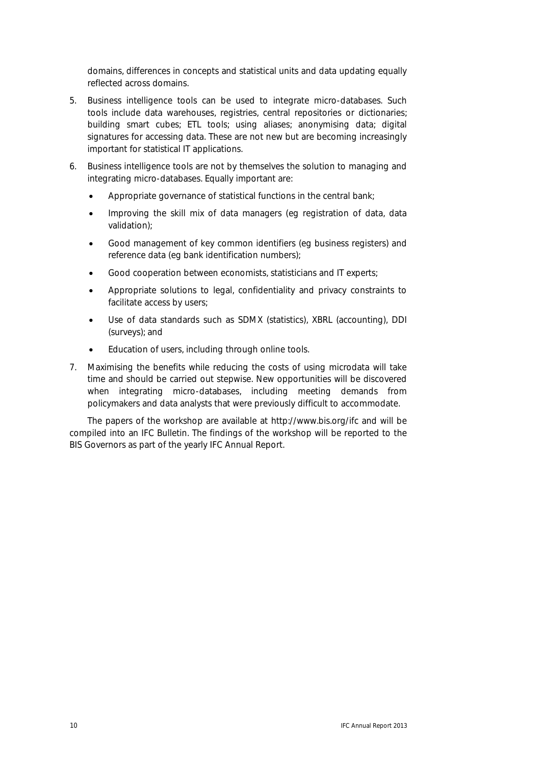domains, differences in concepts and statistical units and data updating equally reflected across domains.

5. Business intelligence tools can be used to integrate micro-databases. Such tools include data warehouses, registries, central repositories or dictionaries; building smart cubes; ETL tools; using aliases; anonymising data; digital signatures for accessing data. These are not new but are becoming increasingly important for statistical IT applications.

6. Business intelligence tools are not by themselves the solution to managing and integrating micro-databases. Equally important are:

   - Appropriate governance of statistical functions in the central bank;
   - Improving the skill mix of data managers (eg registration of data, data validation);
   - Good management of key common identifiers (eg business registers) and reference data (eg bank identification numbers);
   - Good cooperation between economists, statisticians and IT experts;
   - Appropriate solutions to legal, confidentiality and privacy constraints to facilitate access by users;
   - Use of data standards such as SDMX (statistics), XBRL (accounting), DDI (surveys); and
   - Education of users, including through online tools.

7. Maximising the benefits while reducing the costs of using microdata will take time and should be carried out stepwise. New opportunities will be discovered when integrating micro-databases, including meeting demands from policymakers and data analysts that were previously difficult to accommodate.

The papers of the workshop are available at http://www.bis.org/ifc and will be compiled into an IFC Bulletin. The findings of the workshop will be reported to the BIS Governors as part of the yearly IFC Annual Report.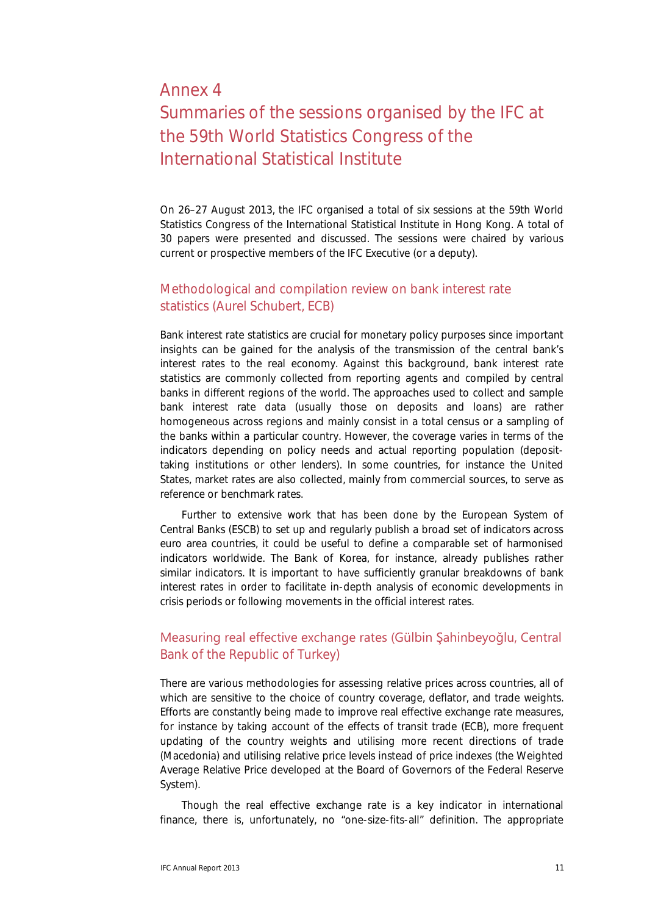# Annex 4

# Summaries of the sessions organised by the IFC at the 59th World Statistics Congress of the International Statistical Institute

On 26–27 August 2013, the IFC organised a total of six sessions at the 59th World Statistics Congress of the International Statistical Institute in Hong Kong. A total of 30 papers were presented and discussed. The sessions were chaired by various current or prospective members of the IFC Executive (or a deputy).

## Methodological and compilation review on bank interest rate statistics (Aurel Schubert, ECB)

Bank interest rate statistics are crucial for monetary policy purposes since important insights can be gained for the analysis of the transmission of the central bank's interest rates to the real economy. Against this background, bank interest rate statistics are commonly collected from reporting agents and compiled by central banks in different regions of the world. The approaches used to collect and sample bank interest rate data (usually those on deposits and loans) are rather homogeneous across regions and mainly consist in a total census or a sampling of the banks within a particular country. However, the coverage varies in terms of the indicators depending on policy needs and actual reporting population (deposit-taking institutions or other lenders). In some countries, for instance the United States, market rates are also collected, mainly from commercial sources, to serve as reference or benchmark rates.

Further to extensive work that has been done by the European System of Central Banks (ESCB) to set up and regularly publish a broad set of indicators across euro area countries, it could be useful to define a comparable set of harmonised indicators worldwide. The Bank of Korea, for instance, already publishes rather similar indicators. It is important to have sufficiently granular breakdowns of bank interest rates in order to facilitate in-depth analysis of economic developments in crisis periods or following movements in the official interest rates.

## Measuring real effective exchange rates (Gülbin Şahinbeyoğlu, Central Bank of the Republic of Turkey)

There are various methodologies for assessing relative prices across countries, all of which are sensitive to the choice of country coverage, deflator, and trade weights. Efforts are constantly being made to improve real effective exchange rate measures, for instance by taking account of the effects of transit trade (ECB), more frequent updating of the country weights and utilising more recent directions of trade (Macedonia) and utilising relative price levels instead of price indexes (the Weighted Average Relative Price developed at the Board of Governors of the Federal Reserve System).

Though the real effective exchange rate is a key indicator in international finance, there is, unfortunately, no "one-size-fits-all" definition. The appropriate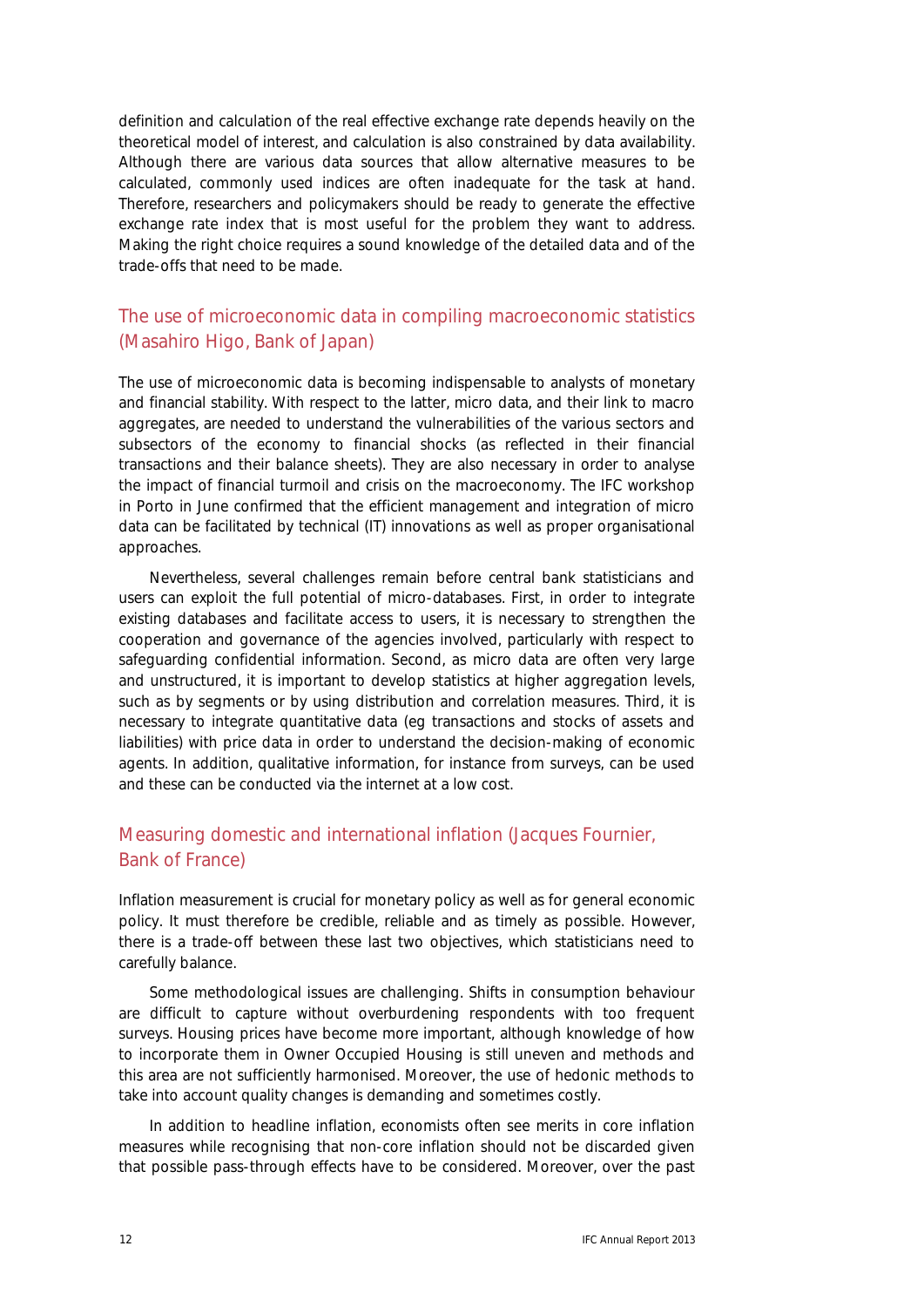definition and calculation of the real effective exchange rate depends heavily on the theoretical model of interest, and calculation is also constrained by data availability. Although there are various data sources that allow alternative measures to be calculated, commonly used indices are often inadequate for the task at hand. Therefore, researchers and policymakers should be ready to generate the effective exchange rate index that is most useful for the problem they want to address. Making the right choice requires a sound knowledge of the detailed data and of the trade-offs that need to be made.

## The use of microeconomic data in compiling macroeconomic statistics (Masahiro Higo, Bank of Japan)

The use of microeconomic data is becoming indispensable to analysts of monetary and financial stability. With respect to the latter, micro data, and their link to macro aggregates, are needed to understand the vulnerabilities of the various sectors and subsectors of the economy to financial shocks (as reflected in their financial transactions and their balance sheets). They are also necessary in order to analyse the impact of financial turmoil and crisis on the macroeconomy. The IFC workshop in Porto in June confirmed that the efficient management and integration of micro data can be facilitated by technical (IT) innovations as well as proper organisational approaches.

Nevertheless, several challenges remain before central bank statisticians and users can exploit the full potential of micro-databases. First, in order to integrate existing databases and facilitate access to users, it is necessary to strengthen the cooperation and governance of the agencies involved, particularly with respect to safeguarding confidential information. Second, as micro data are often very large and unstructured, it is important to develop statistics at higher aggregation levels, such as by segments or by using distribution and correlation measures. Third, it is necessary to integrate quantitative data (eg transactions and stocks of assets and liabilities) with price data in order to understand the decision-making of economic agents. In addition, qualitative information, for instance from surveys, can be used and these can be conducted via the internet at a low cost.

## Measuring domestic and international inflation (Jacques Fournier, Bank of France)

Inflation measurement is crucial for monetary policy as well as for general economic policy. It must therefore be credible, reliable and as timely as possible. However, there is a trade-off between these last two objectives, which statisticians need to carefully balance.

Some methodological issues are challenging. Shifts in consumption behaviour are difficult to capture without overburdening respondents with too frequent surveys. Housing prices have become more important, although knowledge of how to incorporate them in Owner Occupied Housing is still uneven and methods and this area are not sufficiently harmonised. Moreover, the use of hedonic methods to take into account quality changes is demanding and sometimes costly.

In addition to headline inflation, economists often see merits in core inflation measures while recognising that non-core inflation should not be discarded given that possible pass-through effects have to be considered. Moreover, over the past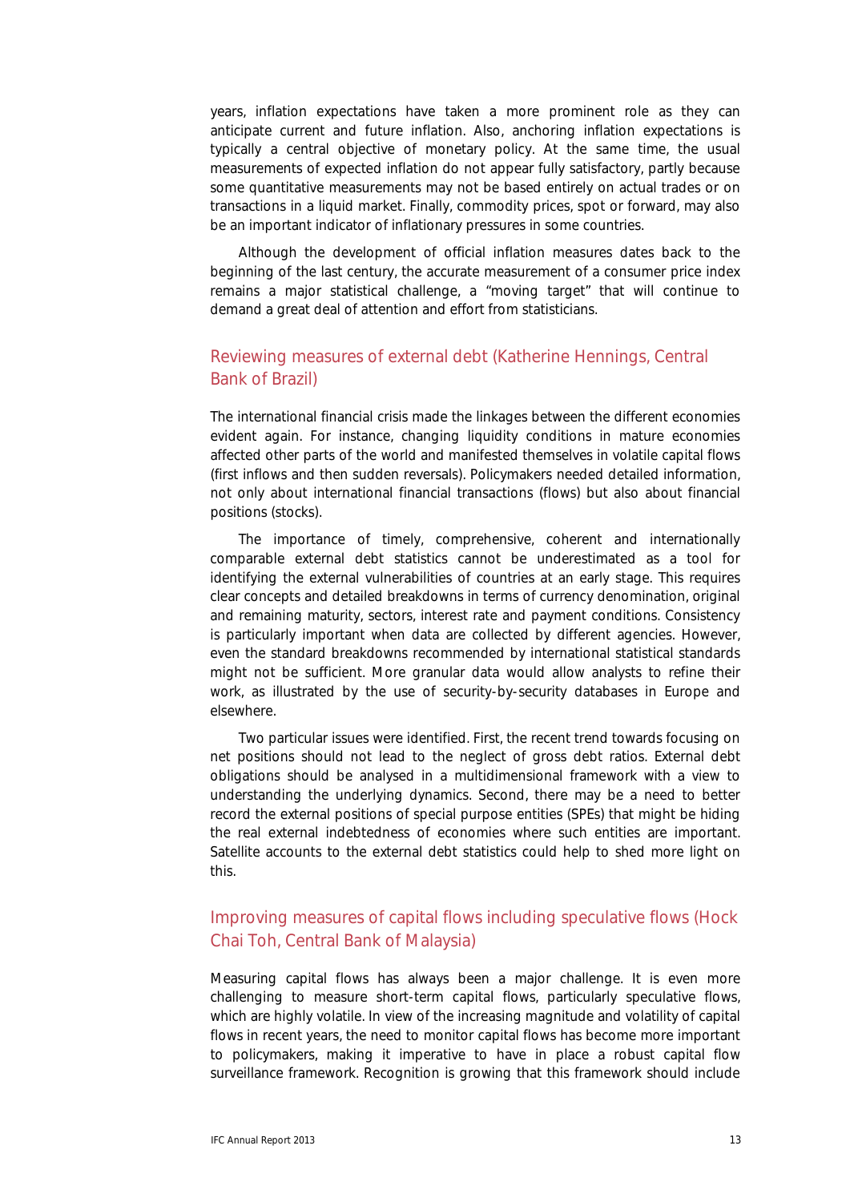years, inflation expectations have taken a more prominent role as they can anticipate current and future inflation. Also, anchoring inflation expectations is typically a central objective of monetary policy. At the same time, the usual measurements of expected inflation do not appear fully satisfactory, partly because some quantitative measurements may not be based entirely on actual trades or on transactions in a liquid market. Finally, commodity prices, spot or forward, may also be an important indicator of inflationary pressures in some countries.

Although the development of official inflation measures dates back to the beginning of the last century, the accurate measurement of a consumer price index remains a major statistical challenge, a "moving target" that will continue to demand a great deal of attention and effort from statisticians.

## Reviewing measures of external debt (Katherine Hennings, Central Bank of Brazil)

The international financial crisis made the linkages between the different economies evident again. For instance, changing liquidity conditions in mature economies affected other parts of the world and manifested themselves in volatile capital flows (first inflows and then sudden reversals). Policymakers needed detailed information, not only about international financial transactions (flows) but also about financial positions (stocks).

The importance of timely, comprehensive, coherent and internationally comparable external debt statistics cannot be underestimated as a tool for identifying the external vulnerabilities of countries at an early stage. This requires clear concepts and detailed breakdowns in terms of currency denomination, original and remaining maturity, sectors, interest rate and payment conditions. Consistency is particularly important when data are collected by different agencies. However, even the standard breakdowns recommended by international statistical standards might not be sufficient. More granular data would allow analysts to refine their work, as illustrated by the use of security-by-security databases in Europe and elsewhere.

Two particular issues were identified. First, the recent trend towards focusing on net positions should not lead to the neglect of gross debt ratios. External debt obligations should be analysed in a multidimensional framework with a view to understanding the underlying dynamics. Second, there may be a need to better record the external positions of special purpose entities (SPEs) that might be hiding the real external indebtedness of economies where such entities are important. Satellite accounts to the external debt statistics could help to shed more light on this.

## Improving measures of capital flows including speculative flows (Hock Chai Toh, Central Bank of Malaysia)

Measuring capital flows has always been a major challenge. It is even more challenging to measure short-term capital flows, particularly speculative flows, which are highly volatile. In view of the increasing magnitude and volatility of capital flows in recent years, the need to monitor capital flows has become more important to policymakers, making it imperative to have in place a robust capital flow surveillance framework. Recognition is growing that this framework should include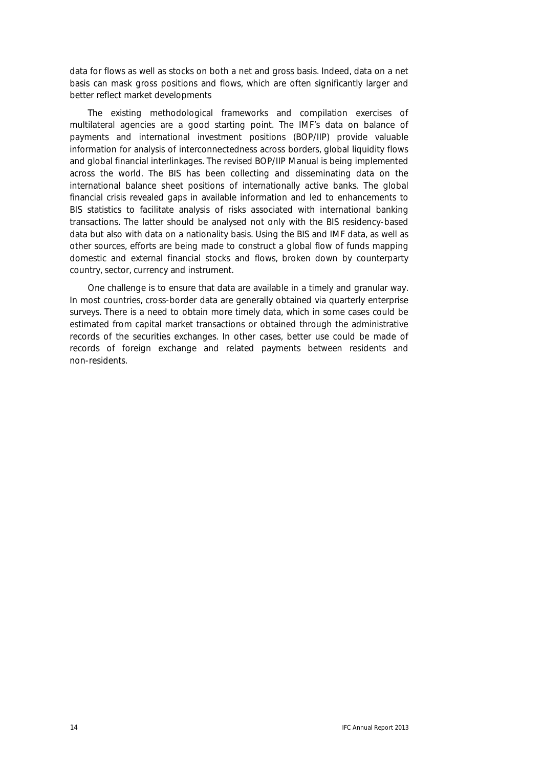data for flows as well as stocks on both a net and gross basis. Indeed, data on a net basis can mask gross positions and flows, which are often significantly larger and better reflect market developments

The existing methodological frameworks and compilation exercises of multilateral agencies are a good starting point. The IMF's data on balance of payments and international investment positions (BOP/IIP) provide valuable information for analysis of interconnectedness across borders, global liquidity flows and global financial interlinkages. The revised BOP/IIP Manual is being implemented across the world. The BIS has been collecting and disseminating data on the international balance sheet positions of internationally active banks. The global financial crisis revealed gaps in available information and led to enhancements to BIS statistics to facilitate analysis of risks associated with international banking transactions. The latter should be analysed not only with the BIS residency-based data but also with data on a nationality basis. Using the BIS and IMF data, as well as other sources, efforts are being made to construct a global flow of funds mapping domestic and external financial stocks and flows, broken down by counterparty country, sector, currency and instrument.

One challenge is to ensure that data are available in a timely and granular way. In most countries, cross-border data are generally obtained via quarterly enterprise surveys. There is a need to obtain more timely data, which in some cases could be estimated from capital market transactions or obtained through the administrative records of the securities exchanges. In other cases, better use could be made of records of foreign exchange and related payments between residents and non-residents.